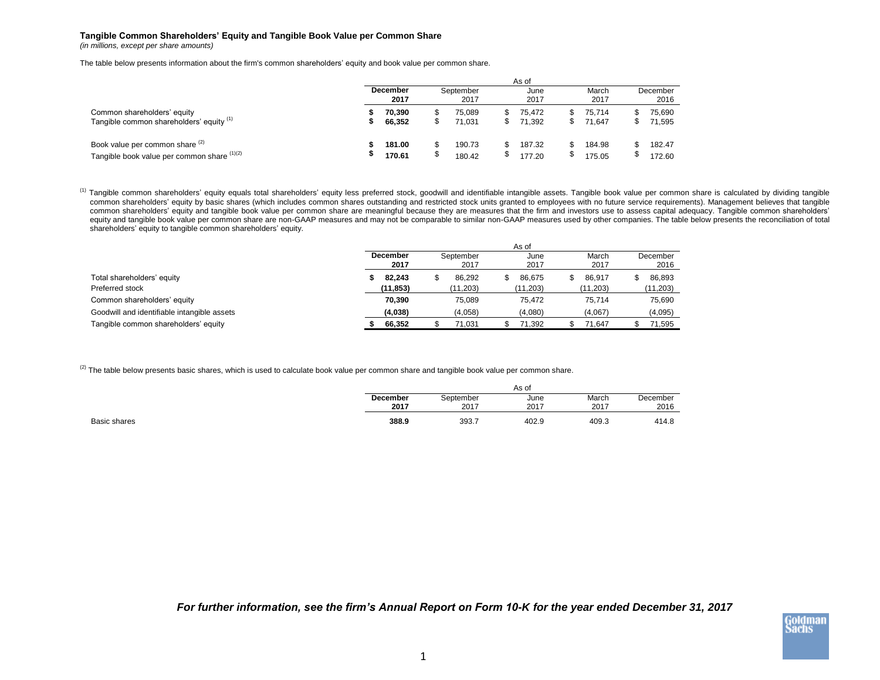### Tangible Common Shareholders' Equity and Tangible Book Value per Common Share

*(in millions, except per share amounts)*

The table below presents information about the firm's common shareholders' equity and book value per common share.

| | As of | | | | |
|---|---|---|---|---|---|
| | **December 2017** | September 2017 | June 2017 | March 2017 | December 2016 |
| Common shareholders' equity | **$ 70,390** | $ 75,089 | $ 75,472 | $ 75,714 | $ 75,690 |
| Tangible common shareholders' equity [1] | **$ 66,352** | $ 71,031 | $ 71,392 | $ 71,647 | $ 71,595 |
| Book value per common share [2] | **$ 181.00** | $ 190.73 | $ 187.32 | $ 184.98 | $ 182.47 |
| Tangible book value per common share [1][2] | **$ 170.61** | $ 180.42 | $ 177.20 | $ 175.05 | $ 172.60 |

[1] Tangible common shareholders' equity equals total shareholders' equity less preferred stock, goodwill and identifiable intangible assets. Tangible book value per common share is calculated by dividing tangible common shareholders' equity by basic shares (which includes common shares outstanding and restricted stock units granted to employees with no future service requirements). Management believes that tangible common shareholders' equity and tangible book value per common share are meaningful because they are measures that the firm and investors use to assess capital adequacy. Tangible common shareholders' equity and tangible book value per common share are non-GAAP measures and may not be comparable to similar non-GAAP measures used by other companies. The table below presents the reconciliation of total shareholders' equity to tangible common shareholders' equity.

| | As of | | | | |
|---|---|---|---|---|---|
| | **December 2017** | September 2017 | June 2017 | March 2017 | December 2016 |
| Total shareholders' equity | **$ 82,243** | $ 86,292 | $ 86,675 | $ 86,917 | $ 86,893 |
| Preferred stock | **(11,853)** | (11,203) | (11,203) | (11,203) | (11,203) |
| Common shareholders' equity | **70,390** | 75,089 | 75,472 | 75,714 | 75,690 |
| Goodwill and identifiable intangible assets | **(4,038)** | (4,058) | (4,080) | (4,067) | (4,095) |
| Tangible common shareholders' equity | **$ 66,352** | $ 71,031 | $ 71,392 | $ 71,647 | $ 71,595 |

[2] The table below presents basic shares, which is used to calculate book value per common share and tangible book value per common share.

| | As of | | | | |
|---|---|---|---|---|---|
| | **December 2017** | September 2017 | June 2017 | March 2017 | December 2016 |
| Basic shares | **388.9** | 393.7 | 402.9 | 409.3 | 414.8 |

***For further information, see the firm's Annual Report on Form 10-K for the year ended December 31, 2017***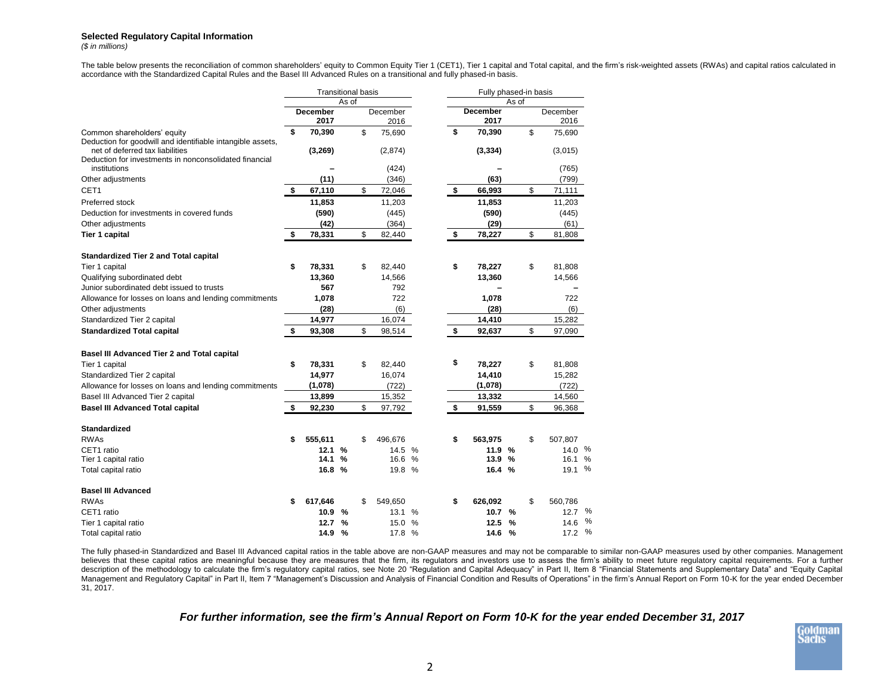### Selected Regulatory Capital Information

*($ in millions)*

The table below presents the reconciliation of common shareholders' equity to Common Equity Tier 1 (CET1), Tier 1 capital and Total capital, and the firm's risk-weighted assets (RWAs) and capital ratios calculated in accordance with the Standardized Capital Rules and the Basel III Advanced Rules on a transitional and fully phased-in basis.

| | Transitional basis | | Fully phased-in basis | |
|---|---|---|---|---|
| | As of | | As of | |
| | **December 2017** | December 2016 | **December 2017** | December 2016 |
| Common shareholders' equity | **$ 70,390** | $ 75,690 | **$ 70,390** | $ 75,690 |
| Deduction for goodwill and identifiable intangible assets, net of deferred tax liabilities | **(3,269)** | (2,874) | **(3,334)** | (3,015) |
| Deduction for investments in nonconsolidated financial institutions | **–** | (424) | **–** | (765) |
| Other adjustments | **(11)** | (346) | **(63)** | (799) |
| CET1 | **$ 67,110** | $ 72,046 | **$ 66,993** | $ 71,111 |
| Preferred stock | **11,853** | 11,203 | **11,853** | 11,203 |
| Deduction for investments in covered funds | **(590)** | (445) | **(590)** | (445) |
| Other adjustments | **(42)** | (364) | **(29)** | (61) |
| **Tier 1 capital** | **$ 78,331** | $ 82,440 | **$ 78,227** | $ 81,808 |
| | | | | |
| **Standardized Tier 2 and Total capital** | | | | |
| Tier 1 capital | **$ 78,331** | $ 82,440 | **$ 78,227** | $ 81,808 |
| Qualifying subordinated debt | **13,360** | 14,566 | **13,360** | 14,566 |
| Junior subordinated debt issued to trusts | **567** | 792 | **–** | – |
| Allowance for losses on loans and lending commitments | **1,078** | 722 | **1,078** | 722 |
| Other adjustments | **(28)** | (6) | **(28)** | (6) |
| Standardized Tier 2 capital | **14,977** | 16,074 | **14,410** | 15,282 |
| **Standardized Total capital** | **$ 93,308** | $ 98,514 | **$ 92,637** | $ 97,090 |
| | | | | |
| **Basel III Advanced Tier 2 and Total capital** | | | | |
| Tier 1 capital | **$ 78,331** | $ 82,440 | **$ 78,227** | $ 81,808 |
| Standardized Tier 2 capital | **14,977** | 16,074 | **14,410** | 15,282 |
| Allowance for losses on loans and lending commitments | **(1,078)** | (722) | **(1,078)** | (722) |
| Basel III Advanced Tier 2 capital | **13,899** | 15,352 | **13,332** | 14,560 |
| **Basel III Advanced Total capital** | **$ 92,230** | $ 97,792 | **$ 91,559** | $ 96,368 |
| | | | | |
| **Standardized** | | | | |
| RWAs | **$ 555,611** | $ 496,676 | **$ 563,975** | $ 507,807 |
| CET1 ratio | **12.1 %** | 14.5 % | **11.9 %** | 14.0 % |
| Tier 1 capital ratio | **14.1 %** | 16.6 % | **13.9 %** | 16.1 % |
| Total capital ratio | **16.8 %** | 19.8 % | **16.4 %** | 19.1 % |
| | | | | |
| **Basel III Advanced** | | | | |
| RWAs | **$ 617,646** | $ 549,650 | **$ 626,092** | $ 560,786 |
| CET1 ratio | **10.9 %** | 13.1 % | **10.7 %** | 12.7 % |
| Tier 1 capital ratio | **12.7 %** | 15.0 % | **12.5 %** | 14.6 % |
| Total capital ratio | **14.9 %** | 17.8 % | **14.6 %** | 17.2 % |

The fully phased-in Standardized and Basel III Advanced capital ratios in the table above are non-GAAP measures and may not be comparable to similar non-GAAP measures used by other companies. Management believes that these capital ratios are meaningful because they are measures that the firm, its regulators and investors use to assess the firm's ability to meet future regulatory capital requirements. For a further description of the methodology to calculate the firm's regulatory capital ratios, see Note 20 "Regulation and Capital Adequacy" in Part II, Item 8 "Financial Statements and Supplementary Data" and "Equity Capital Management and Regulatory Capital" in Part II, Item 7 "Management's Discussion and Analysis of Financial Condition and Results of Operations" in the firm's Annual Report on Form 10-K for the year ended December 31, 2017.

***For further information, see the firm's Annual Report on Form 10-K for the year ended December 31, 2017***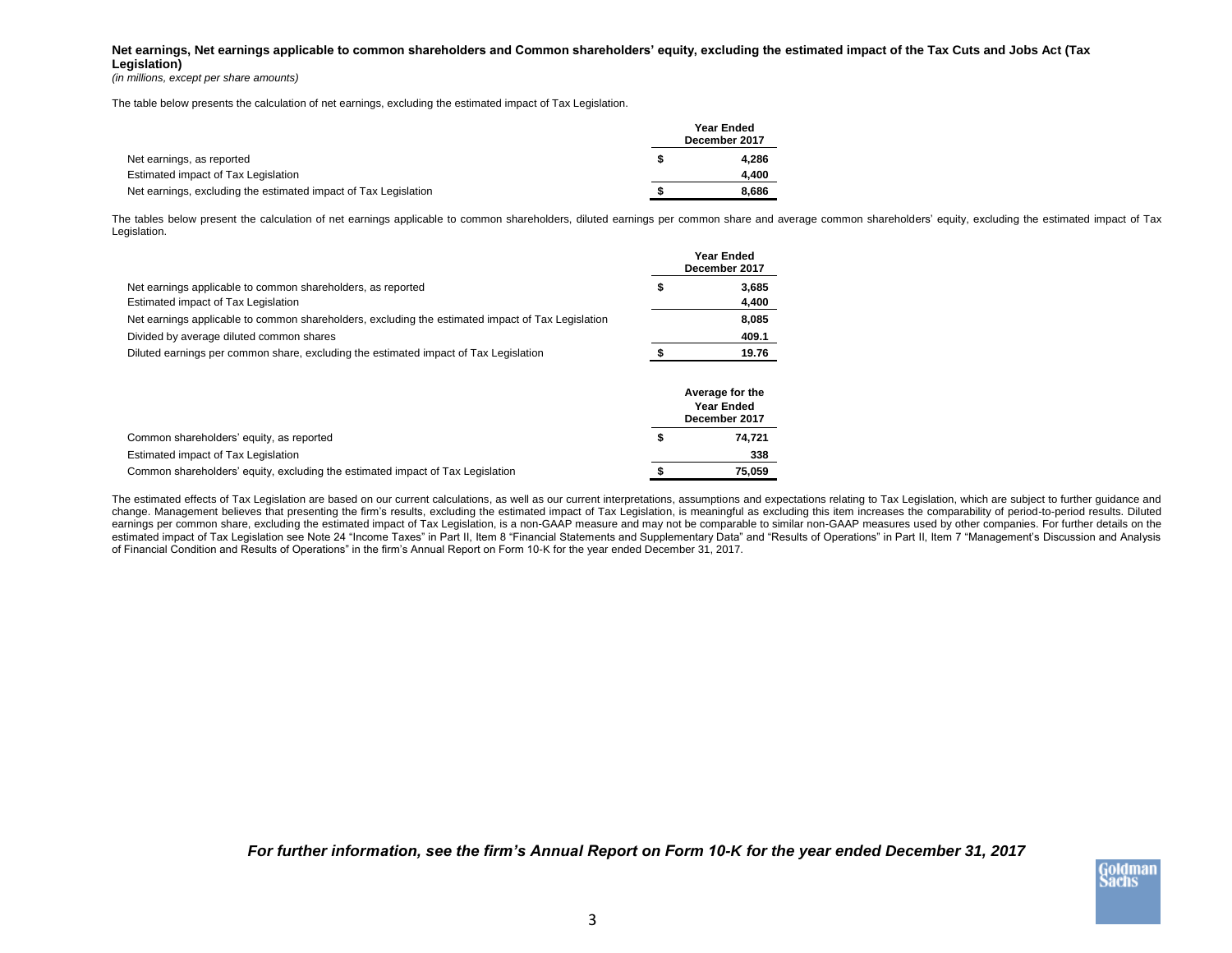**Net earnings, Net earnings applicable to common shareholders and Common shareholders' equity, excluding the estimated impact of the Tax Cuts and Jobs Act (Tax Legislation)**

*(in millions, except per share amounts)*

The table below presents the calculation of net earnings, excluding the estimated impact of Tax Legislation.

| | Year Ended December 2017 |
|---|---|
| Net earnings, as reported | $ 4,286 |
| Estimated impact of Tax Legislation | 4,400 |
| Net earnings, excluding the estimated impact of Tax Legislation | $ 8,686 |

The tables below present the calculation of net earnings applicable to common shareholders, diluted earnings per common share and average common shareholders' equity, excluding the estimated impact of Tax Legislation.

| | Year Ended December 2017 |
|---|---|
| Net earnings applicable to common shareholders, as reported | $ 3,685 |
| Estimated impact of Tax Legislation | 4,400 |
| Net earnings applicable to common shareholders, excluding the estimated impact of Tax Legislation | 8,085 |
| Divided by average diluted common shares | 409.1 |
| Diluted earnings per common share, excluding the estimated impact of Tax Legislation | $ 19.76 |

| | Average for the Year Ended December 2017 |
|---|---|
| Common shareholders' equity, as reported | $ 74,721 |
| Estimated impact of Tax Legislation | 338 |
| Common shareholders' equity, excluding the estimated impact of Tax Legislation | $ 75,059 |

The estimated effects of Tax Legislation are based on our current calculations, as well as our current interpretations, assumptions and expectations relating to Tax Legislation, which are subject to further guidance and change. Management believes that presenting the firm's results, excluding the estimated impact of Tax Legislation, is meaningful as excluding this item increases the comparability of period-to-period results. Diluted earnings per common share, excluding the estimated impact of Tax Legislation, is a non-GAAP measure and may not be comparable to similar non-GAAP measures used by other companies. For further details on the estimated impact of Tax Legislation see Note 24 "Income Taxes" in Part II, Item 8 "Financial Statements and Supplementary Data" and "Results of Operations" in Part II, Item 7 "Management's Discussion and Analysis of Financial Condition and Results of Operations" in the firm's Annual Report on Form 10-K for the year ended December 31, 2017.

***For further information, see the firm's Annual Report on Form 10-K for the year ended December 31, 2017***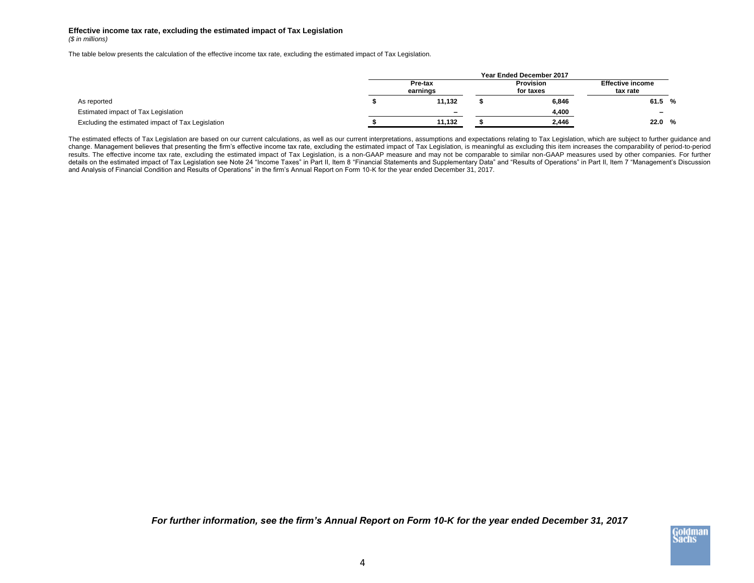**Effective income tax rate, excluding the estimated impact of Tax Legislation**

*($ in millions)*

The table below presents the calculation of the effective income tax rate, excluding the estimated impact of Tax Legislation.

| | Year Ended December 2017 | | |
|---|---|---|---|
| | **Pre-tax earnings** | **Provision for taxes** | **Effective income tax rate** |
| As reported | $ 11,132 | $ 6,846 | 61.5 % |
| Estimated impact of Tax Legislation | – | 4,400 | – |
| Excluding the estimated impact of Tax Legislation | $ 11,132 | $ 2,446 | 22.0 % |

The estimated effects of Tax Legislation are based on our current calculations, as well as our current interpretations, assumptions and expectations relating to Tax Legislation, which are subject to further guidance and change. Management believes that presenting the firm's effective income tax rate, excluding the estimated impact of Tax Legislation, is meaningful as excluding this item increases the comparability of period-to-period results. The effective income tax rate, excluding the estimated impact of Tax Legislation, is a non-GAAP measure and may not be comparable to similar non-GAAP measures used by other companies. For further details on the estimated impact of Tax Legislation see Note 24 "Income Taxes" in Part II, Item 8 "Financial Statements and Supplementary Data" and "Results of Operations" in Part II, Item 7 "Management's Discussion and Analysis of Financial Condition and Results of Operations" in the firm's Annual Report on Form 10-K for the year ended December 31, 2017.

***For further information, see the firm's Annual Report on Form 10-K for the year ended December 31, 2017***